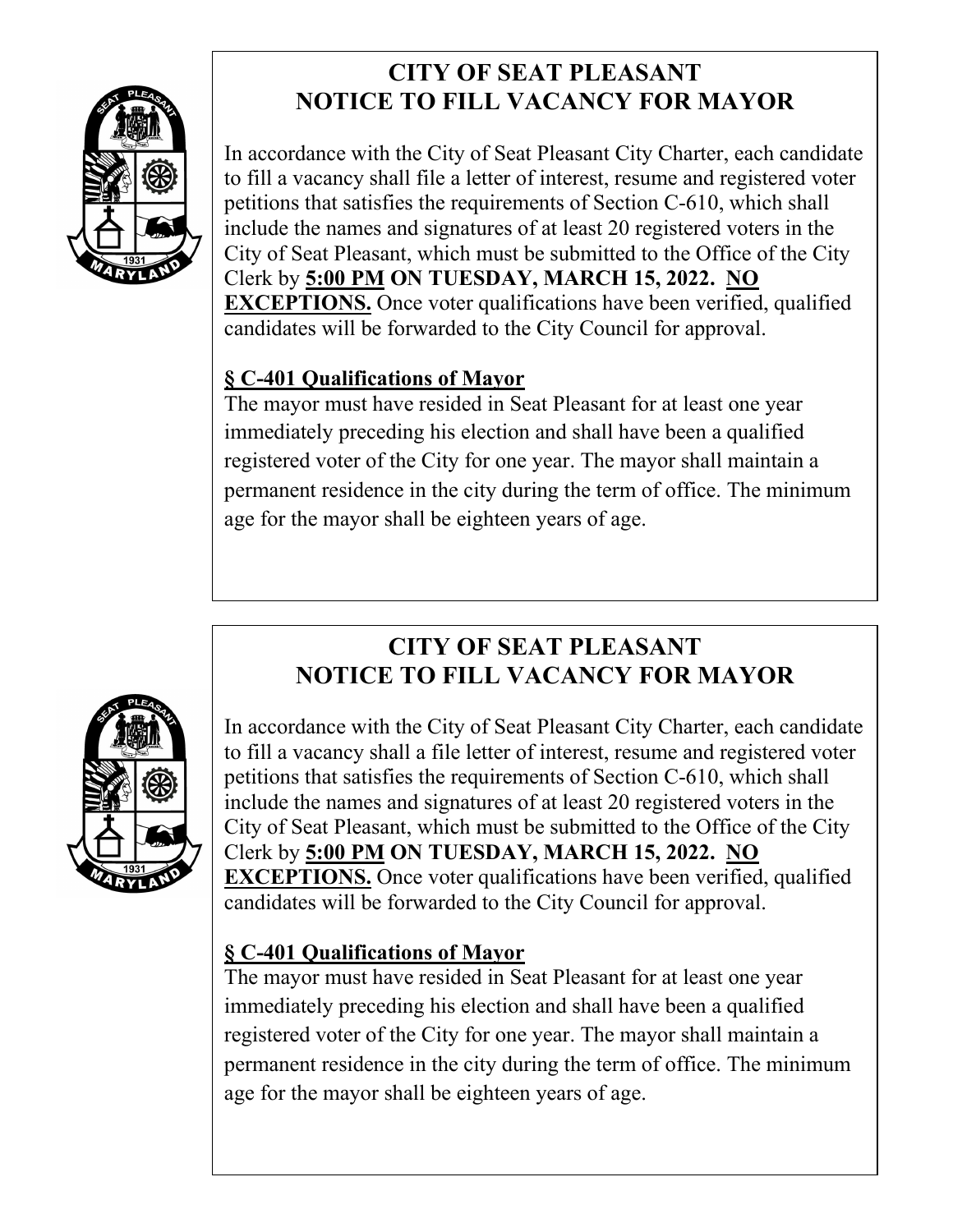# CITY OF SEAT PLEASANT
# NOTICE TO FILL VACANCY FOR MAYOR

In accordance with the City of Seat Pleasant City Charter, each candidate to fill a vacancy shall file a letter of interest, resume and registered voter petitions that satisfies the requirements of Section C-610, which shall include the names and signatures of at least 20 registered voters in the City of Seat Pleasant, which must be submitted to the Office of the City Clerk by **5:00 PM ON TUESDAY, MARCH 15, 2022. NO EXCEPTIONS.** Once voter qualifications have been verified, qualified candidates will be forwarded to the City Council for approval.

**§ C-401 Qualifications of Mayor**

The mayor must have resided in Seat Pleasant for at least one year immediately preceding his election and shall have been a qualified registered voter of the City for one year. The mayor shall maintain a permanent residence in the city during the term of office. The minimum age for the mayor shall be eighteen years of age.

# CITY OF SEAT PLEASANT
# NOTICE TO FILL VACANCY FOR MAYOR

In accordance with the City of Seat Pleasant City Charter, each candidate to fill a vacancy shall a file letter of interest, resume and registered voter petitions that satisfies the requirements of Section C-610, which shall include the names and signatures of at least 20 registered voters in the City of Seat Pleasant, which must be submitted to the Office of the City Clerk by **5:00 PM ON TUESDAY, MARCH 15, 2022. NO EXCEPTIONS.** Once voter qualifications have been verified, qualified candidates will be forwarded to the City Council for approval.

**§ C-401 Qualifications of Mayor**

The mayor must have resided in Seat Pleasant for at least one year immediately preceding his election and shall have been a qualified registered voter of the City for one year. The mayor shall maintain a permanent residence in the city during the term of office. The minimum age for the mayor shall be eighteen years of age.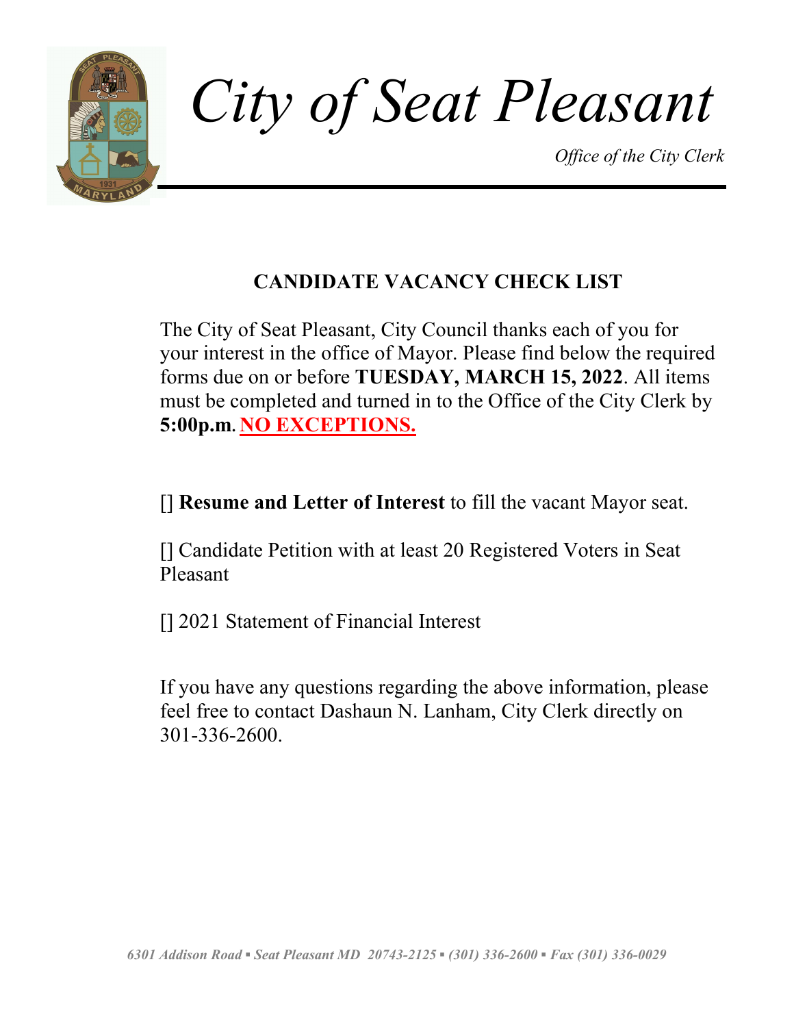# *City of Seat Pleasant*

*Office of the City Clerk*

## CANDIDATE VACANCY CHECK LIST

The City of Seat Pleasant, City Council thanks each of you for your interest in the office of Mayor. Please find below the required forms due on or before **TUESDAY, MARCH 15, 2022**. All items must be completed and turned in to the Office of the City Clerk by **5:00p.m**. **NO EXCEPTIONS.**

[] **Resume and Letter of Interest** to fill the vacant Mayor seat.

[] Candidate Petition with at least 20 Registered Voters in Seat Pleasant

[] 2021 Statement of Financial Interest

If you have any questions regarding the above information, please feel free to contact Dashaun N. Lanham, City Clerk directly on 301-336-2600.

*6301 Addison Road ▪ Seat Pleasant MD 20743-2125 ▪ (301) 336-2600 ▪ Fax (301) 336-0029*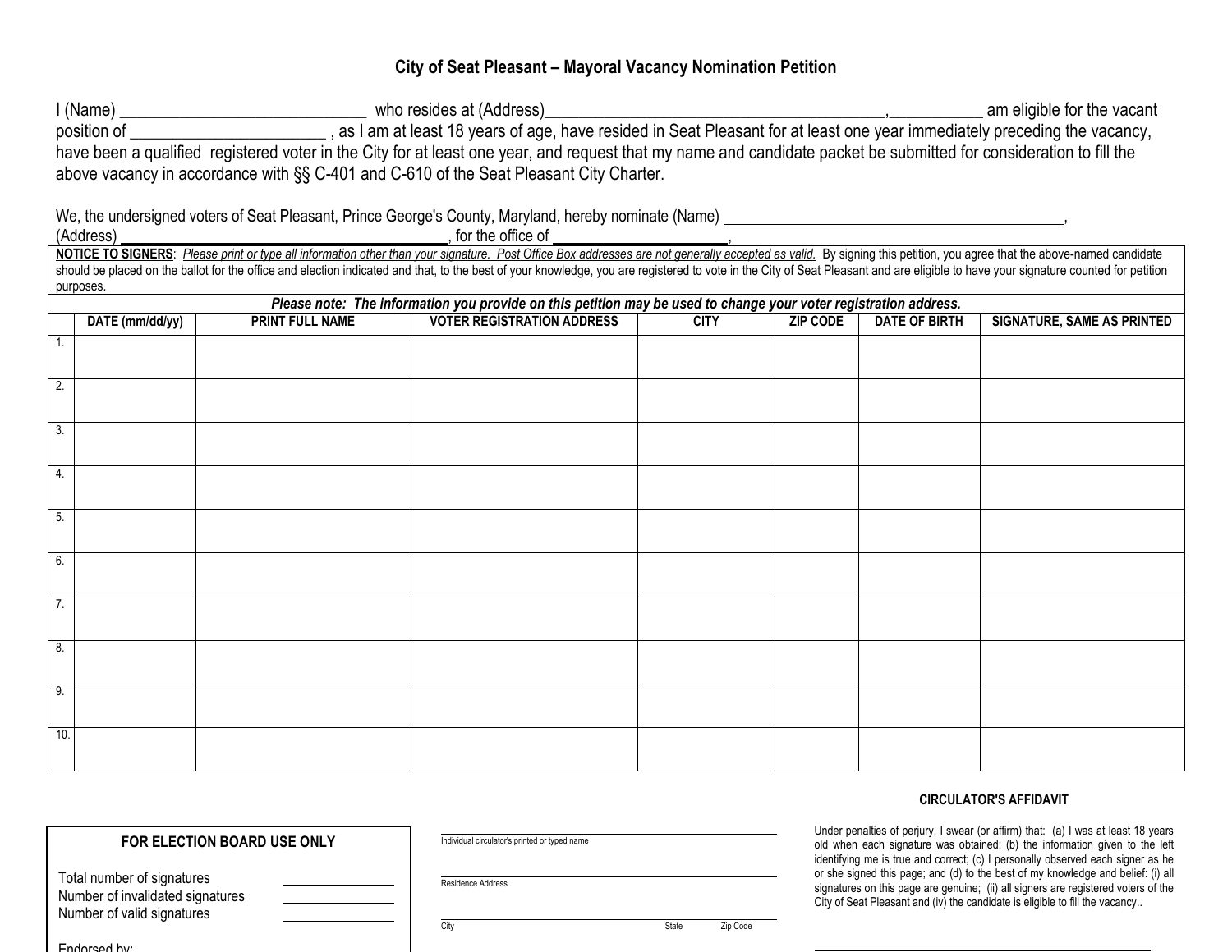# City of Seat Pleasant – Mayoral Vacancy Nomination Petition

I (Name) _____________________________ who resides at (Address)________________________________________,___________ am eligible for the vacant position of _______________________ , as I am at least 18 years of age, have resided in Seat Pleasant for at least one year immediately preceding the vacancy, have been a qualified registered voter in the City for at least one year, and request that my name and candidate packet be submitted for consideration to fill the above vacancy in accordance with §§ C-401 and C-610 of the Seat Pleasant City Charter.

We, the undersigned voters of Seat Pleasant, Prince George's County, Maryland, hereby nominate (Name) ___________________________________________, (Address) ________________________________________, for the office of _____________________,

**NOTICE TO SIGNERS**: *Please print or type all information other than your signature. Post Office Box addresses are not generally accepted as valid.* By signing this petition, you agree that the above-named candidate should be placed on the ballot for the office and election indicated and that, to the best of your knowledge, you are registered to vote in the City of Seat Pleasant and are eligible to have your signature counted for petition purposes.

***Please note: The information you provide on this petition may be used to change your voter registration address.***

| | DATE (mm/dd/yy) | PRINT FULL NAME | VOTER REGISTRATION ADDRESS | CITY | ZIP CODE | DATE OF BIRTH | SIGNATURE, SAME AS PRINTED |
|---|---|---|---|---|---|---|---|
| 1. | | | | | | | |
| 2. | | | | | | | |
| 3. | | | | | | | |
| 4. | | | | | | | |
| 5. | | | | | | | |
| 6. | | | | | | | |
| 7. | | | | | | | |
| 8. | | | | | | | |
| 9. | | | | | | | |
| 10. | | | | | | | |

**FOR ELECTION BOARD USE ONLY**

Total number of signatures ____________

Number of invalidated signatures ____________

Number of valid signatures ____________

Endorsed by:

________________________________________
Individual circulator's printed or typed name

________________________________________
Residence Address

________________________________________
City State Zip Code

**CIRCULATOR'S AFFIDAVIT**

Under penalties of perjury, I swear (or affirm) that: (a) I was at least 18 years old when each signature was obtained; (b) the information given to the left identifying me is true and correct; (c) I personally observed each signer as he or she signed this page; and (d) to the best of my knowledge and belief: (i) all signatures on this page are genuine; (ii) all signers are registered voters of the City of Seat Pleasant and (iv) the candidate is eligible to fill the vacancy..

________________________________________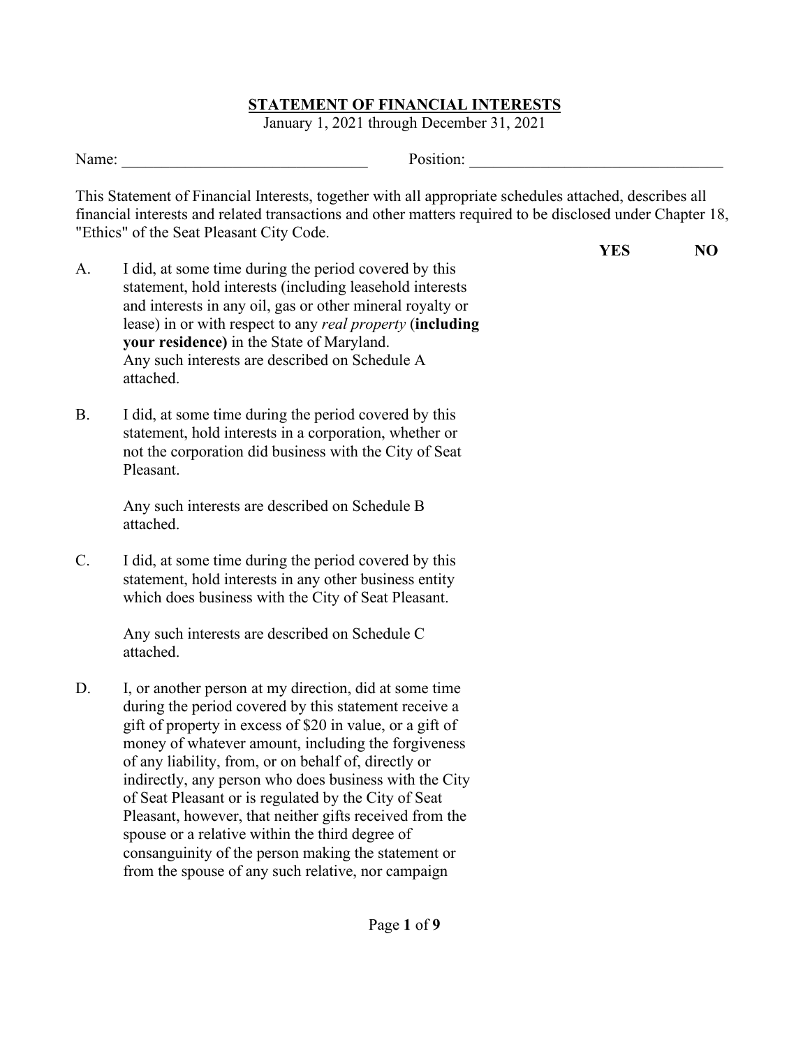**STATEMENT OF FINANCIAL INTERESTS**

January 1, 2021 through December 31, 2021

Name: ______________________________ Position: ________________________________

This Statement of Financial Interests, together with all appropriate schedules attached, describes all financial interests and related transactions and other matters required to be disclosed under Chapter 18, "Ethics" of the Seat Pleasant City Code.

| | | YES | NO |
|---|---|---|---|
| A. | I did, at some time during the period covered by this statement, hold interests (including leasehold interests and interests in any oil, gas or other mineral royalty or lease) in or with respect to any *real property* (**including your residence)** in the State of Maryland. Any such interests are described on Schedule A attached. | | |
| B. | I did, at some time during the period covered by this statement, hold interests in a corporation, whether or not the corporation did business with the City of Seat Pleasant. Any such interests are described on Schedule B attached. | | |
| C. | I did, at some time during the period covered by this statement, hold interests in any other business entity which does business with the City of Seat Pleasant. Any such interests are described on Schedule C attached. | | |
| D. | I, or another person at my direction, did at some time during the period covered by this statement receive a gift of property in excess of $20 in value, or a gift of money of whatever amount, including the forgiveness of any liability, from, or on behalf of, directly or indirectly, any person who does business with the City of Seat Pleasant or is regulated by the City of Seat Pleasant, however, that neither gifts received from the spouse or a relative within the third degree of consanguinity of the person making the statement or from the spouse of any such relative, nor campaign | | |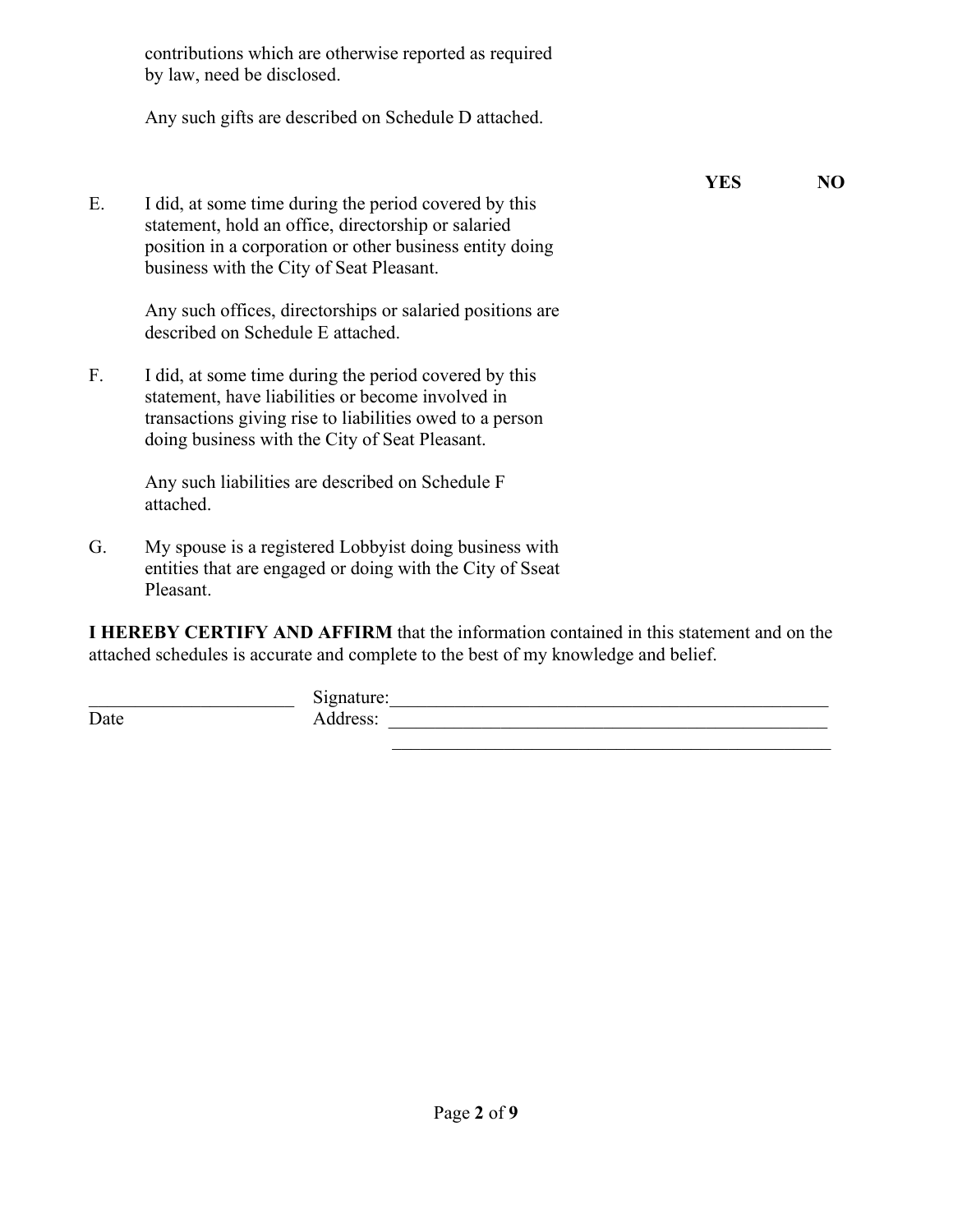contributions which are otherwise reported as required by law, need be disclosed.

Any such gifts are described on Schedule D attached.

| | | YES | NO |
|---|---|---|---|
| E. | I did, at some time during the period covered by this statement, hold an office, directorship or salaried position in a corporation or other business entity doing business with the City of Seat Pleasant.<br><br>Any such offices, directorships or salaried positions are described on Schedule E attached. | | |
| F. | I did, at some time during the period covered by this statement, have liabilities or become involved in transactions giving rise to liabilities owed to a person doing business with the City of Seat Pleasant.<br><br>Any such liabilities are described on Schedule F attached. | | |
| G. | My spouse is a registered Lobbyist doing business with entities that are engaged or doing with the City of Sseat Pleasant. | | |

**I HEREBY CERTIFY AND AFFIRM** that the information contained in this statement and on the attached schedules is accurate and complete to the best of my knowledge and belief.

______________________ Signature: _______________________________________________

Date Address: _______________________________________________

_______________________________________________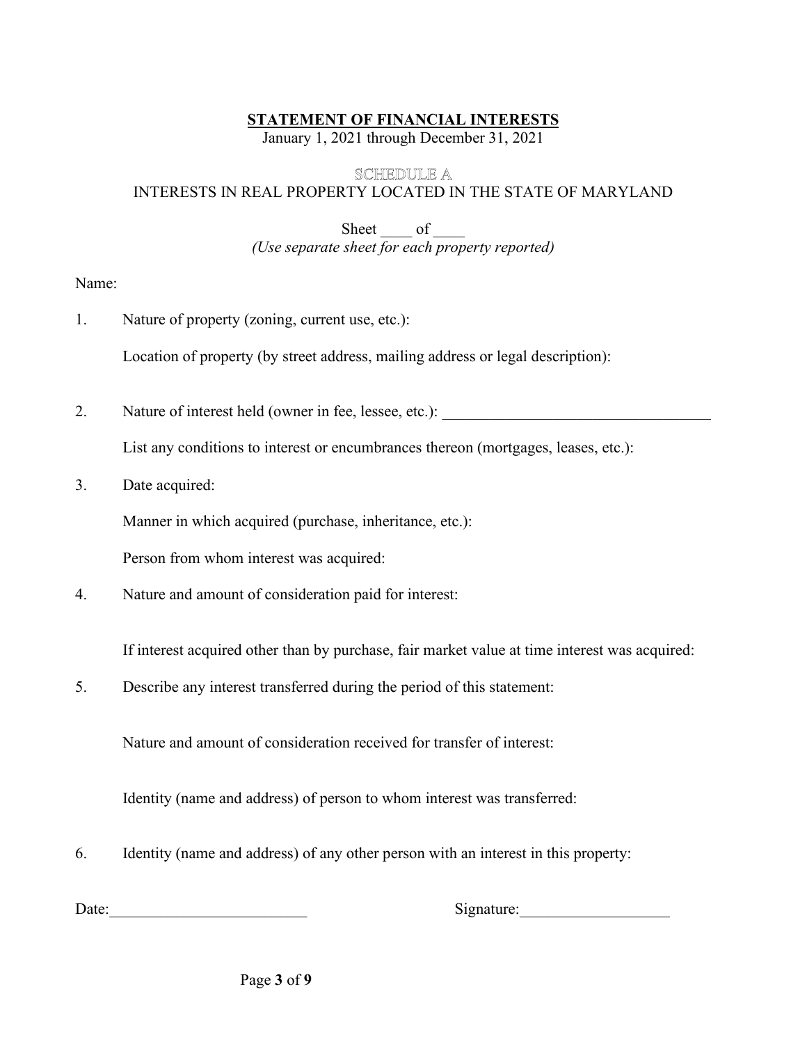**STATEMENT OF FINANCIAL INTERESTS**

January 1, 2021 through December 31, 2021

SCHEDULE A

INTERESTS IN REAL PROPERTY LOCATED IN THE STATE OF MARYLAND

Sheet ____ of ____

*(Use separate sheet for each property reported)*

Name:

1. Nature of property (zoning, current use, etc.):

   Location of property (by street address, mailing address or legal description):

2. Nature of interest held (owner in fee, lessee, etc.): ___________________________________

   List any conditions to interest or encumbrances thereon (mortgages, leases, etc.):

3. Date acquired:

   Manner in which acquired (purchase, inheritance, etc.):

   Person from whom interest was acquired:

4. Nature and amount of consideration paid for interest:

   If interest acquired other than by purchase, fair market value at time interest was acquired:

5. Describe any interest transferred during the period of this statement:

   Nature and amount of consideration received for transfer of interest:

   Identity (name and address) of person to whom interest was transferred:

6. Identity (name and address) of any other person with an interest in this property:

Date:_________________________ Signature:___________________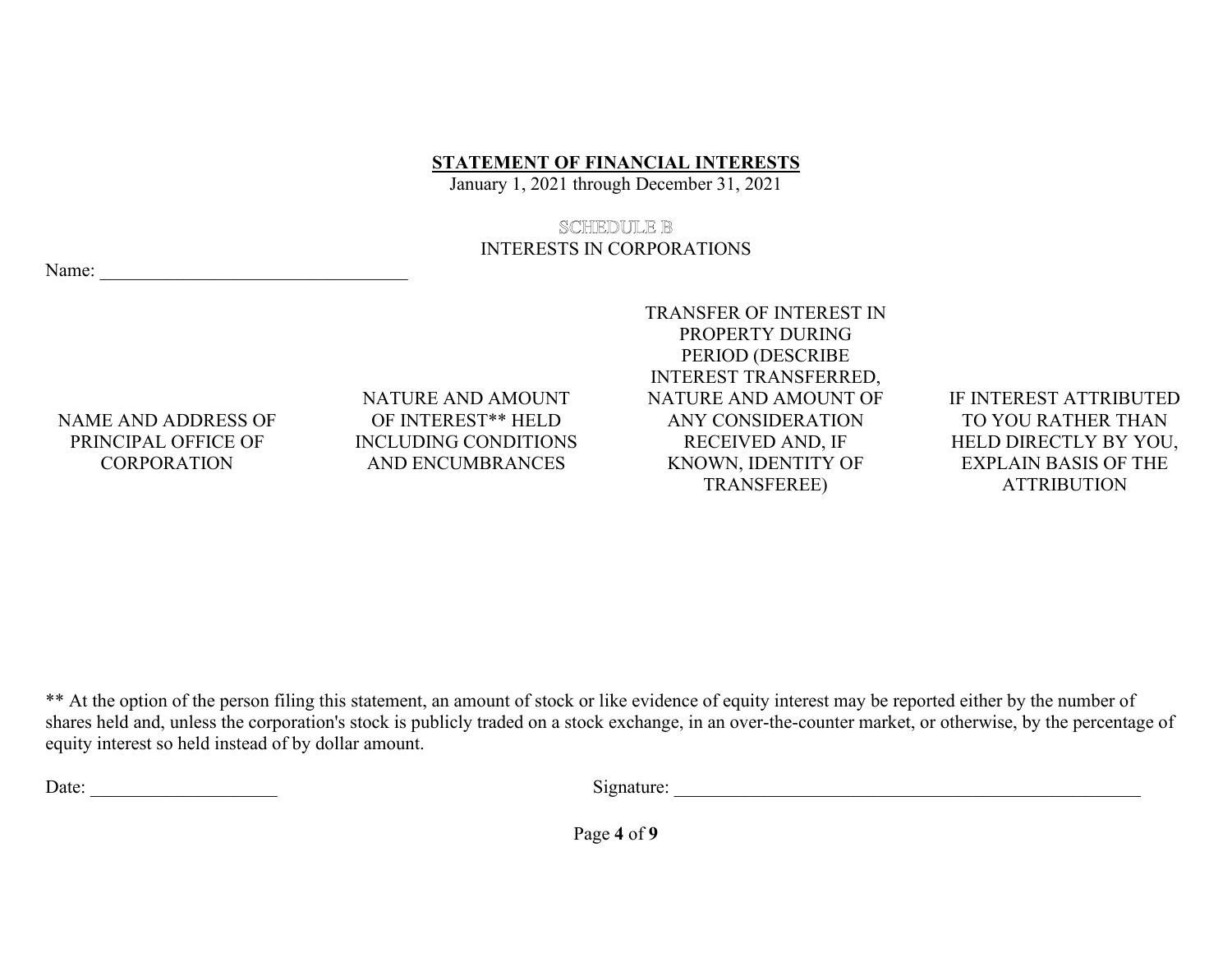**STATEMENT OF FINANCIAL INTERESTS**

January 1, 2021 through December 31, 2021

SCHEDULE B

INTERESTS IN CORPORATIONS

Name: ________________________________

| NAME AND ADDRESS OF PRINCIPAL OFFICE OF CORPORATION | NATURE AND AMOUNT OF INTEREST** HELD INCLUDING CONDITIONS AND ENCUMBRANCES | TRANSFER OF INTEREST IN PROPERTY DURING PERIOD (DESCRIBE INTEREST TRANSFERRED, NATURE AND AMOUNT OF ANY CONSIDERATION RECEIVED AND, IF KNOWN, IDENTITY OF TRANSFEREE) | IF INTEREST ATTRIBUTED TO YOU RATHER THAN HELD DIRECTLY BY YOU, EXPLAIN BASIS OF THE ATTRIBUTION |
|---|---|---|---|
| | | | |

** At the option of the person filing this statement, an amount of stock or like evidence of equity interest may be reported either by the number of shares held and, unless the corporation's stock is publicly traded on a stock exchange, in an over-the-counter market, or otherwise, by the percentage of equity interest so held instead of by dollar amount.

Date: ____________________

Signature: ____________________________________________________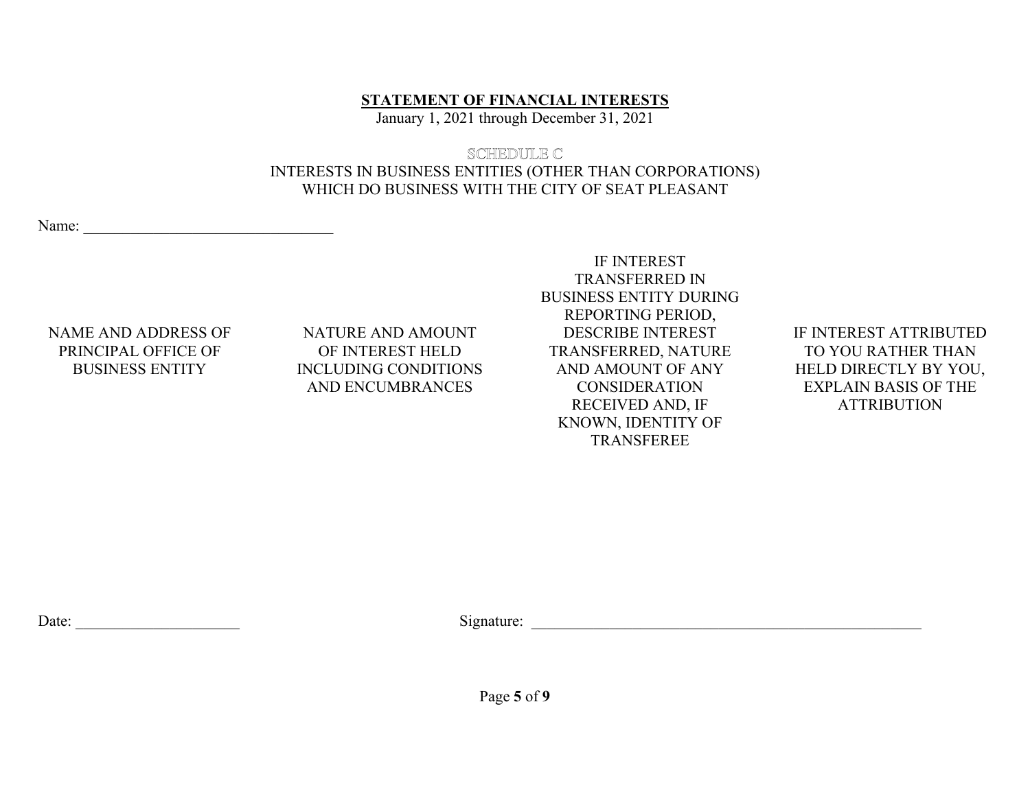**STATEMENT OF FINANCIAL INTERESTS**

January 1, 2021 through December 31, 2021

SCHEDULE C

INTERESTS IN BUSINESS ENTITIES (OTHER THAN CORPORATIONS) WHICH DO BUSINESS WITH THE CITY OF SEAT PLEASANT

Name: ________________________________

| NAME AND ADDRESS OF PRINCIPAL OFFICE OF BUSINESS ENTITY | NATURE AND AMOUNT OF INTEREST HELD INCLUDING CONDITIONS AND ENCUMBRANCES | IF INTEREST TRANSFERRED IN BUSINESS ENTITY DURING REPORTING PERIOD, DESCRIBE INTEREST TRANSFERRED, NATURE AND AMOUNT OF ANY CONSIDERATION RECEIVED AND, IF KNOWN, IDENTITY OF TRANSFEREE | IF INTEREST ATTRIBUTED TO YOU RATHER THAN HELD DIRECTLY BY YOU, EXPLAIN BASIS OF THE ATTRIBUTION |
|---|---|---|---|
| | | | |

Date: _____________________ Signature: ______________________________________________________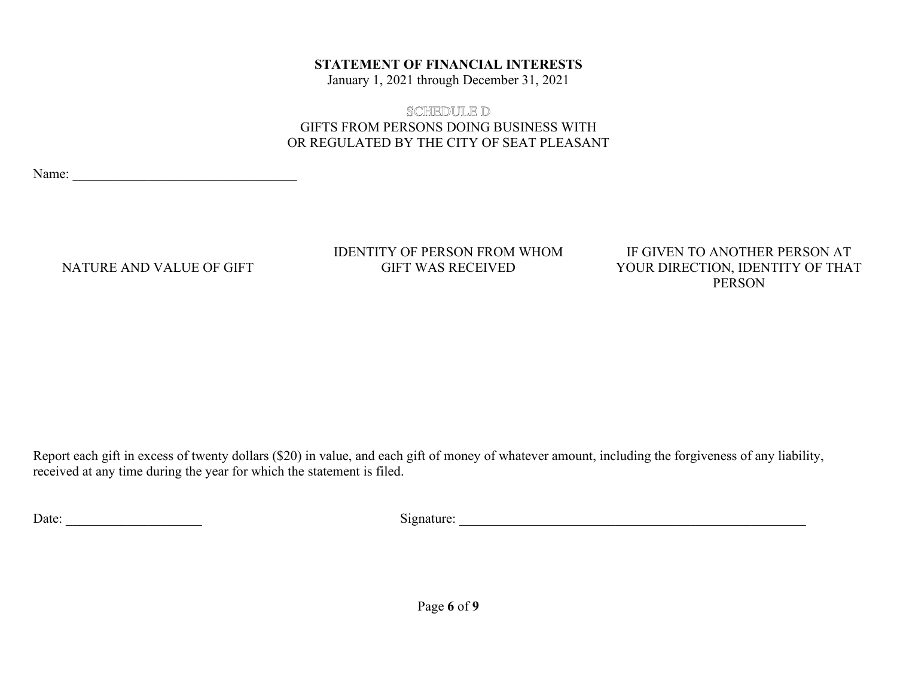**STATEMENT OF FINANCIAL INTERESTS**

January 1, 2021 through December 31, 2021

SCHEDULE D

GIFTS FROM PERSONS DOING BUSINESS WITH
OR REGULATED BY THE CITY OF SEAT PLEASANT

Name: ________________________________

| NATURE AND VALUE OF GIFT | IDENTITY OF PERSON FROM WHOM GIFT WAS RECEIVED | IF GIVEN TO ANOTHER PERSON AT YOUR DIRECTION, IDENTITY OF THAT PERSON |
|---|---|---|
| | | |

Report each gift in excess of twenty dollars ($20) in value, and each gift of money of whatever amount, including the forgiveness of any liability, received at any time during the year for which the statement is filed.

Date: ____________________ Signature: ______________________________________________________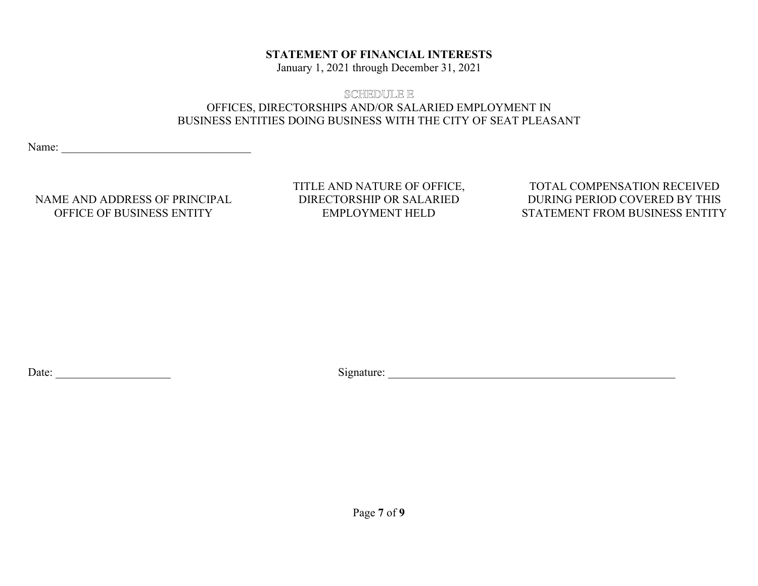**STATEMENT OF FINANCIAL INTERESTS**

January 1, 2021 through December 31, 2021

SCHEDULE E

OFFICES, DIRECTORSHIPS AND/OR SALARIED EMPLOYMENT IN BUSINESS ENTITIES DOING BUSINESS WITH THE CITY OF SEAT PLEASANT

Name: ________________________________

| NAME AND ADDRESS OF PRINCIPAL OFFICE OF BUSINESS ENTITY | TITLE AND NATURE OF OFFICE, DIRECTORSHIP OR SALARIED EMPLOYMENT HELD | TOTAL COMPENSATION RECEIVED DURING PERIOD COVERED BY THIS STATEMENT FROM BUSINESS ENTITY |
| --- | --- | --- |
| | | |

Date: ____________________ Signature: ____________________________________________________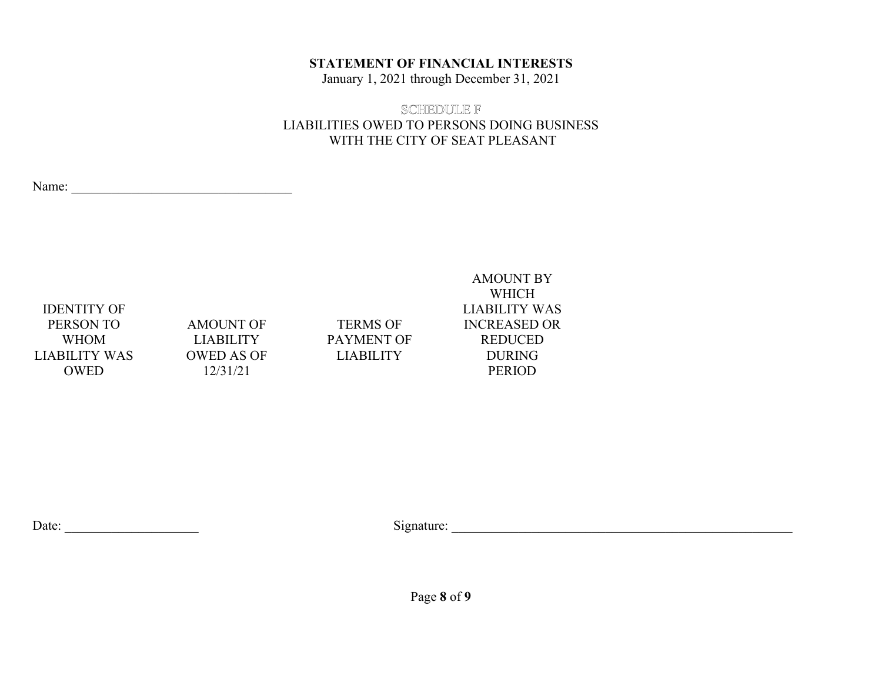**STATEMENT OF FINANCIAL INTERESTS**

January 1, 2021 through December 31, 2021

SCHEDULE F

LIABILITIES OWED TO PERSONS DOING BUSINESS WITH THE CITY OF SEAT PLEASANT

Name: _________________________________

| IDENTITY OF PERSON TO WHOM LIABILITY WAS OWED | AMOUNT OF LIABILITY OWED AS OF 12/31/21 | TERMS OF PAYMENT OF LIABILITY | AMOUNT BY WHICH LIABILITY WAS INCREASED OR REDUCED DURING PERIOD |
|---|---|---|---|
| | | | |

Date: ____________________ Signature: ______________________________________________________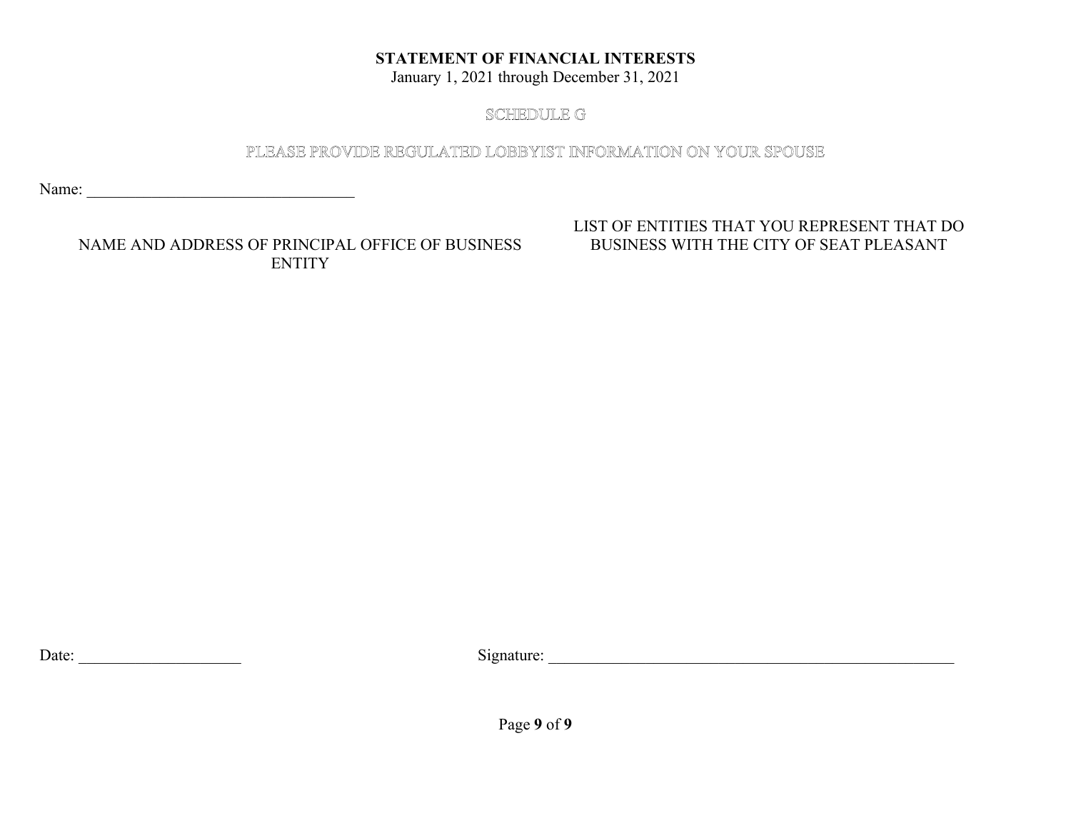**STATEMENT OF FINANCIAL INTERESTS**

January 1, 2021 through December 31, 2021

## SCHEDULE G

## PLEASE PROVIDE REGULATED LOBBYIST INFORMATION ON YOUR SPOUSE

Name: ________________________________

| NAME AND ADDRESS OF PRINCIPAL OFFICE OF BUSINESS ENTITY | LIST OF ENTITIES THAT YOU REPRESENT THAT DO BUSINESS WITH THE CITY OF SEAT PLEASANT |
| --- | --- |
| | |

Date: ____________________ Signature: _____________________________________________________